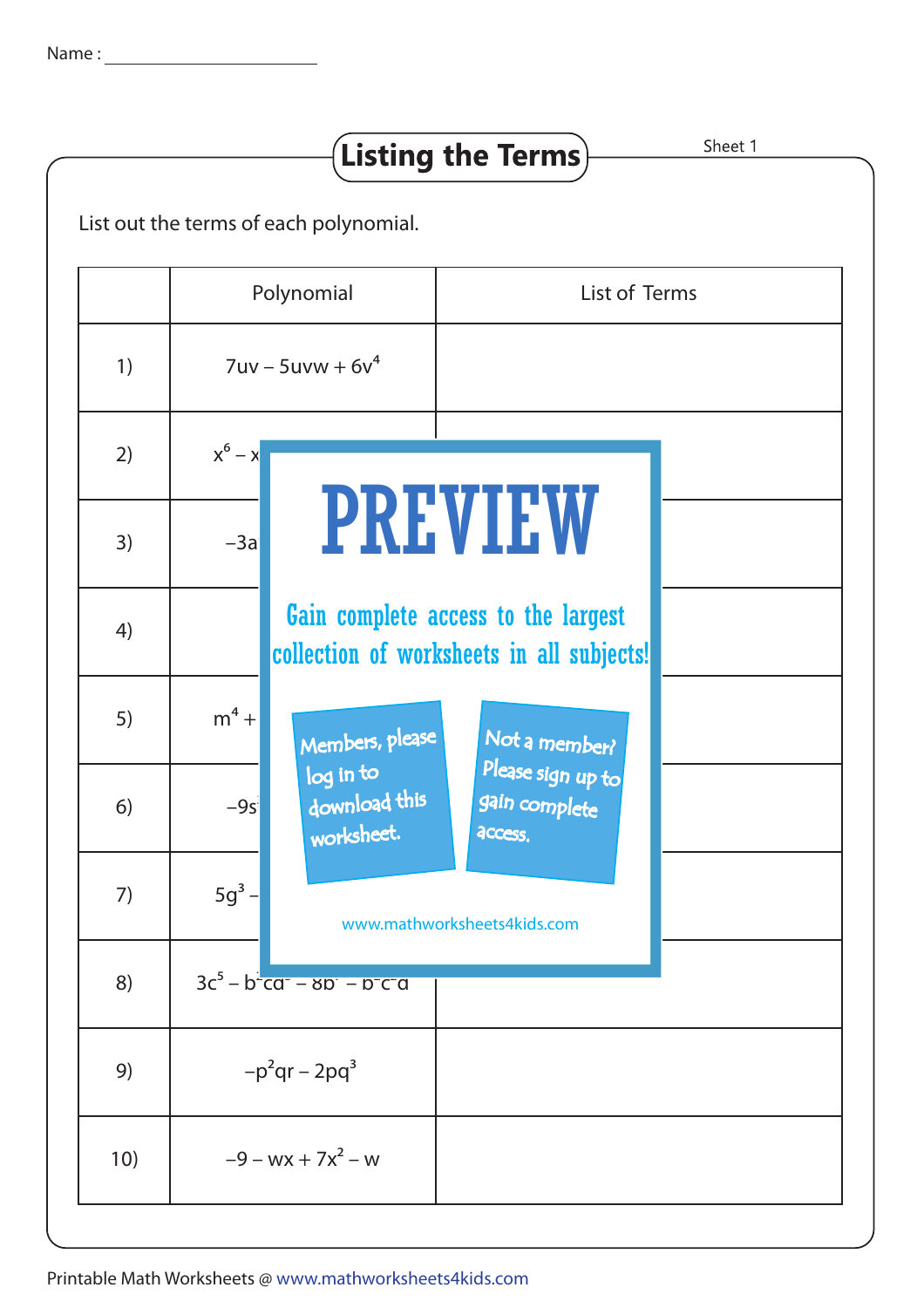Name : ____________________

# Listing the Terms

Sheet 1

List out the terms of each polynomial.

| | Polynomial | List of Terms |
|---|---|---|
| 1) | $7uv - 5uvw + 6v^4$ | |
| 2) | $x^6 - x$ | |
| 3) | $-3a$ | |
| 4) | | |
| 5) | $m^4 +$ | |
| 6) | $-9s$ | |
| 7) | $5g^3 -$ | |
| 8) | $3c^5 - b^2cd^2 - 8b^2 - b^2c^2d$ | |
| 9) | $-p^2qr - 2pq^3$ | |
| 10) | $-9 - wx + 7x^2 - w$ | |

PREVIEW

Gain complete access to the largest collection of worksheets in all subjects!

Members, please log in to download this worksheet.

Not a member? Please sign up to gain complete access.

www.mathworksheets4kids.com

Printable Math Worksheets @ www.mathworksheets4kids.com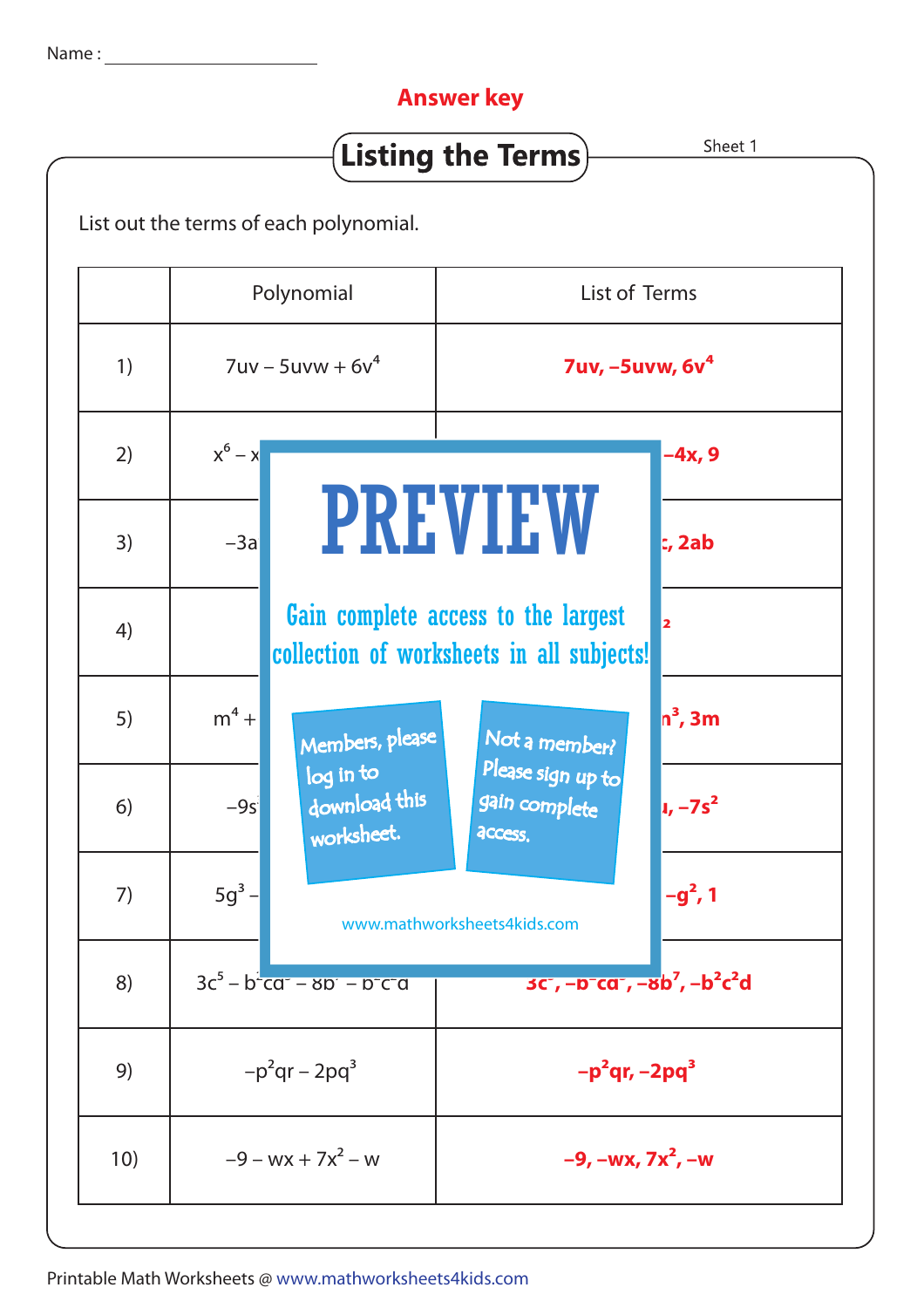Name : ____________________

**Answer key**

# Listing the Terms

Sheet 1

List out the terms of each polynomial.

| | Polynomial | List of Terms |
|---|---|---|
| 1) | $7uv - 5uvw + 6v^4$ | **$7uv, -5uvw, 6v^4$** |
| 2) | $x^6 - x$ | **$-4x, 9$** |
| 3) | $-3a$ | **$, 2ab$** |
| 4) | | |
| 5) | $m^4 +$ | **$n^3, 3m$** |
| 6) | $-9s$ | **$, -7s^2$** |
| 7) | $5g^3 -$ | **$-g^2, 1$** |
| 8) | $3c^5 - b^2cd^2 - 8b^7 - b^2c^2d$ | **$3c^5, -b^2cd^2, -8b^7, -b^2c^2d$** |
| 9) | $-p^2qr - 2pq^3$ | **$-p^2qr, -2pq^3$** |
| 10) | $-9 - wx + 7x^2 - w$ | **$-9, -wx, 7x^2, -w$** |

PREVIEW

Gain complete access to the largest collection of worksheets in all subjects!

Members, please log in to download this worksheet.

Not a member? Please sign up to gain complete access.

www.mathworksheets4kids.com

Printable Math Worksheets @ www.mathworksheets4kids.com